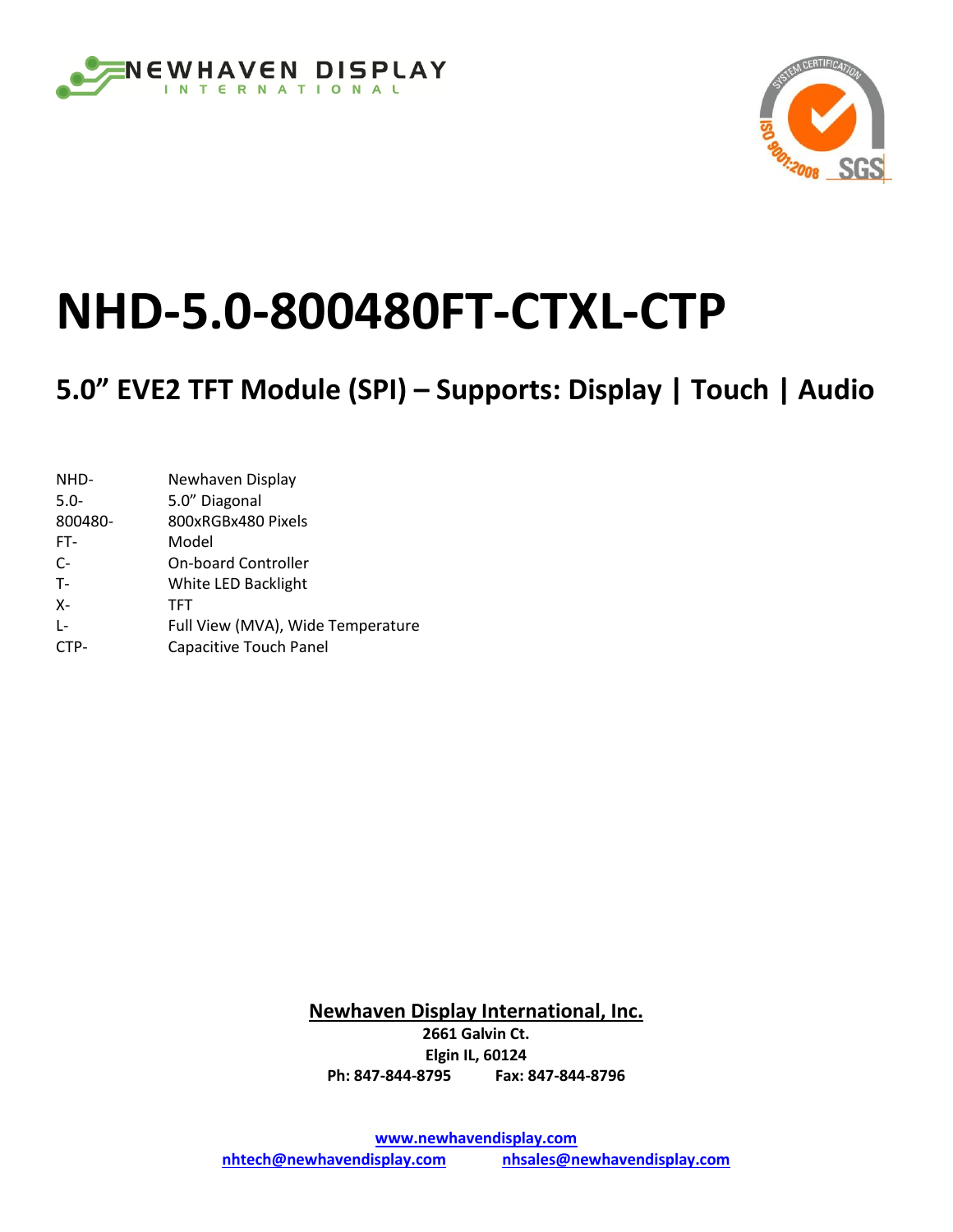# NHD-5.0-800480FT-CTXL-CTP

## 5.0" EVE2 TFT Module (SPI) – Supports: Display | Touch | Audio

| | |
|---|---|
| NHD- | Newhaven Display |
| 5.0- | 5.0" Diagonal |
| 800480- | 800xRGBx480 Pixels |
| FT- | Model |
| C- | On-board Controller |
| T- | White LED Backlight |
| X- | TFT |
| L- | Full View (MVA), Wide Temperature |
| CTP- | Capacitive Touch Panel |

**Newhaven Display International, Inc.**

**2661 Galvin Ct.**

**Elgin IL, 60124**

**Ph: 847-844-8795 Fax: 847-844-8796**

**www.newhavendisplay.com**

**nhtech@newhavendisplay.com nhsales@newhavendisplay.com**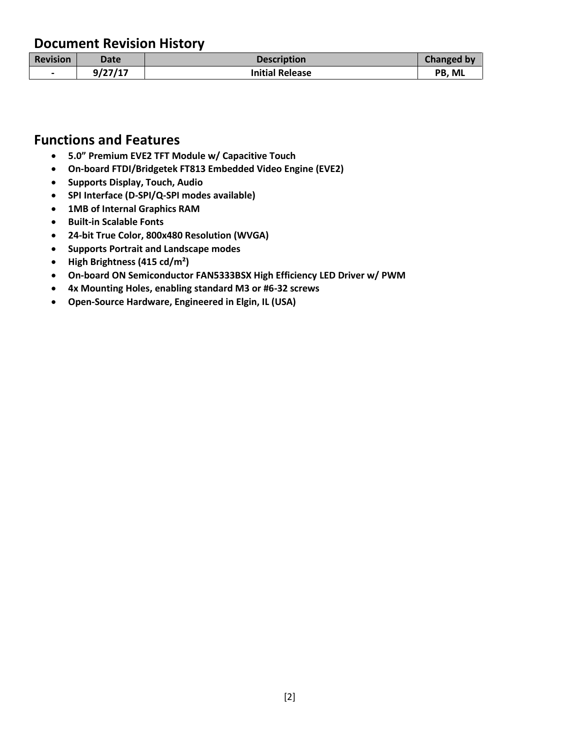## Document Revision History

| Revision | Date | Description | Changed by |
| --- | --- | --- | --- |
| - | 9/27/17 | Initial Release | PB, ML |

## Functions and Features

- **5.0" Premium EVE2 TFT Module w/ Capacitive Touch**
- **On-board FTDI/Bridgetek FT813 Embedded Video Engine (EVE2)**
- **Supports Display, Touch, Audio**
- **SPI Interface (D-SPI/Q-SPI modes available)**
- **1MB of Internal Graphics RAM**
- **Built-in Scalable Fonts**
- **24-bit True Color, 800x480 Resolution (WVGA)**
- **Supports Portrait and Landscape modes**
- **High Brightness (415 cd/m²)**
- **On-board ON Semiconductor FAN5333BSX High Efficiency LED Driver w/ PWM**
- **4x Mounting Holes, enabling standard M3 or #6-32 screws**
- **Open-Source Hardware, Engineered in Elgin, IL (USA)**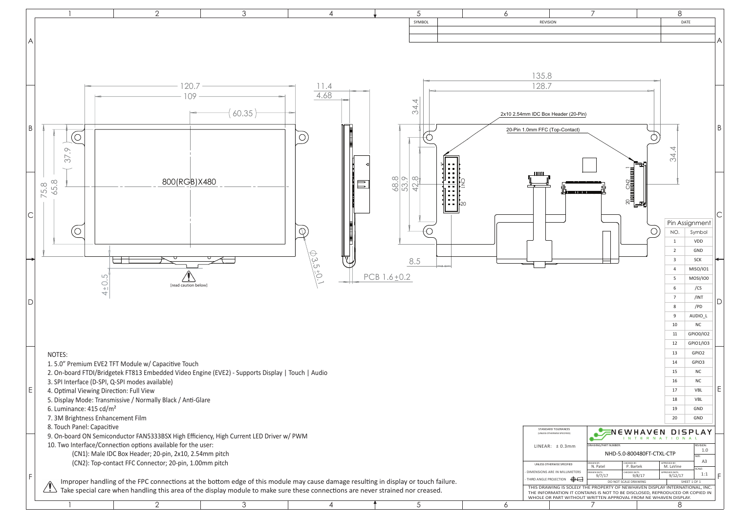| SYMBOL | REVISION | DATE |
|---|---|---|
| | | |
| | | |

120.7
109
(60.35)
11.4
4.68
135.8
128.7
34.4
34.4

2x10 2.54mm IDC Box Header (20-Pin)

20-Pin 1.0mm FFC (Top-Contact)

800(RGB)X480

(37.9)
75.8
65.8
68.8
53.9
42.8
8.5
4±0.5
Φ3.5±0.1
PCB 1.6±0.2

CN1
CN2

[read caution below]

| Pin Assignment | |
|---|---|
| NO. | Symbol |
| 1 | VDD |
| 2 | GND |
| 3 | SCK |
| 4 | MISO/IO1 |
| 5 | MOSI/IO0 |
| 6 | /CS |
| 7 | /INT |
| 8 | /PD |
| 9 | AUDIO_L |
| 10 | NC |
| 11 | GPIO0/IO2 |
| 12 | GPIO1/IO3 |
| 13 | GPIO2 |
| 14 | GPIO3 |
| 15 | NC |
| 16 | NC |
| 17 | VBL |
| 18 | VBL |
| 19 | GND |
| 20 | GND |

NOTES:

1. 5.0" Premium EVE2 TFT Module w/ Capacitive Touch
2. On-board FTDI/Bridgetek FT813 Embedded Video Engine (EVE2) - Supports Display | Touch | Audio
3. SPI Interface (D-SPI, Q-SPI modes available)
4. Optimal Viewing Direction: Full View
5. Display Mode: Transmissive / Normally Black / Anti-Glare
6. Luminance: 415 cd/m²
7. 3M Brightness Enhancement Film
8. Touch Panel: Capacitive
9. On-board ON Semiconductor FAN5333BSX High Efficiency, High Current LED Driver w/ PWM
10. Two Interface/Connection options available for the user:
    (CN1): Male IDC Box Header; 20-pin, 2x10, 2.54mm pitch
    (CN2): Top-contact FFC Connector; 20-pin, 1.00mm pitch

Improper handling of the FPC connections at the bottom edge of this module may cause damage resulting in display or touch failure. Take special care when handling this area of the display module to make sure these connections are never strained nor creased.

STANDARD TOLERANCES (UNLESS OTHERWISE SPECIFIED)
LINEAR: ± 0.3mm

UNLESS OTHERWISE SPECIFIED
- DIMENSIONS ARE IN MILLIMETERS
- THIRD ANGLE PROJECTION

NEWHAVEN DISPLAY INTERNATIONAL

| DRAWING/PART NUMBER: NHD-5.0-800480FT-CTXL-CTP | | | REVISION: 1.0 |
|---|---|---|---|
| DRAWN BY: N. Patel | CHECKED BY: P. Bartek | APPROVED BY: M. LaVine | SIZE: A3 |
| DRAWN DATE: 9/7/17 | CHECKED DATE: 9/8/17 | APPROVED DATE: 9/12/17 | SCALE: 1:1 |
| DO NOT SCALE DRAWING | | SHEET 1 OF 1 | |

THIS DRAWING IS SOLELY THE PROPERTY OF NEWHAVEN DISPLAY INTERNATIONAL, INC. THE INFORMATION IT CONTAINS IS NOT TO BE DISCLOSED, REPRODUCED OR COPIED IN WHOLE OR PART WITHOUT WRITTEN APPROVAL FROM NE WHAVEN DISPLAY.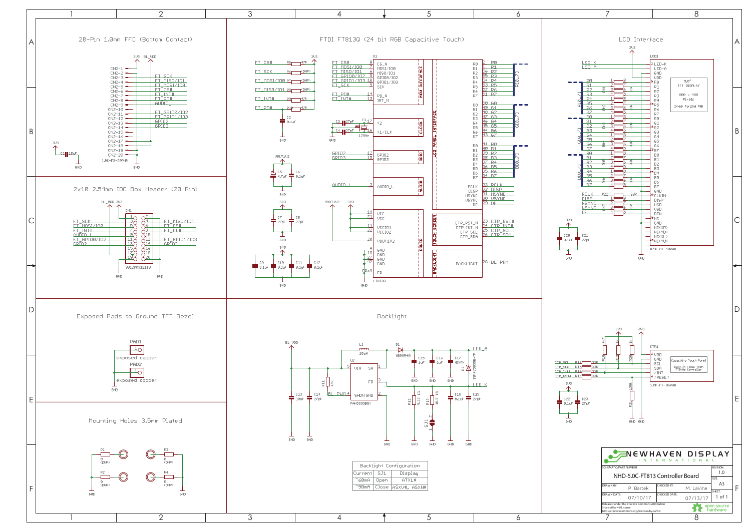## 20-Pin 1.0mm FFC (Bottom Contact)

## FTDI FT813Q (24 bit RGB Capacitive Touch)

## LCD Interface

## 2x10 2.54mm IDC Box Header (20 Pin)

## Exposed Pads to Ground TFT Bezel

## Backlight

## Mounting Holes 3.5mm Plated

| Backlight Configuration | | |
|---|---|---|
| Current | SJ1 | Display |
| ~60mA | Open | ATXL# |
| ~90mA | Close | ASXU#, ASXN# |

**NEWHAVEN DISPLAY INTERNATIONAL**

| SCHEMATIC/PART NUMBER: | | REVISION: |
|---|---|---|
| NHD-5.0C-FT813 Controller Board | | 1.0 |
| | | SIZE: A3 |
| DRAWN BY: P. Bartek | CHECKED BY: M. LaVine | |
| DRAWN DATE: 07/10/17 | CHECKED DATE: 07/13/17 | SHEET: 1 of 1 |

Released under the Creative Commons Attribution Share-Alike 4.0 License
http://creativecommons.org/licenses/by-sa/4.0

open source hardware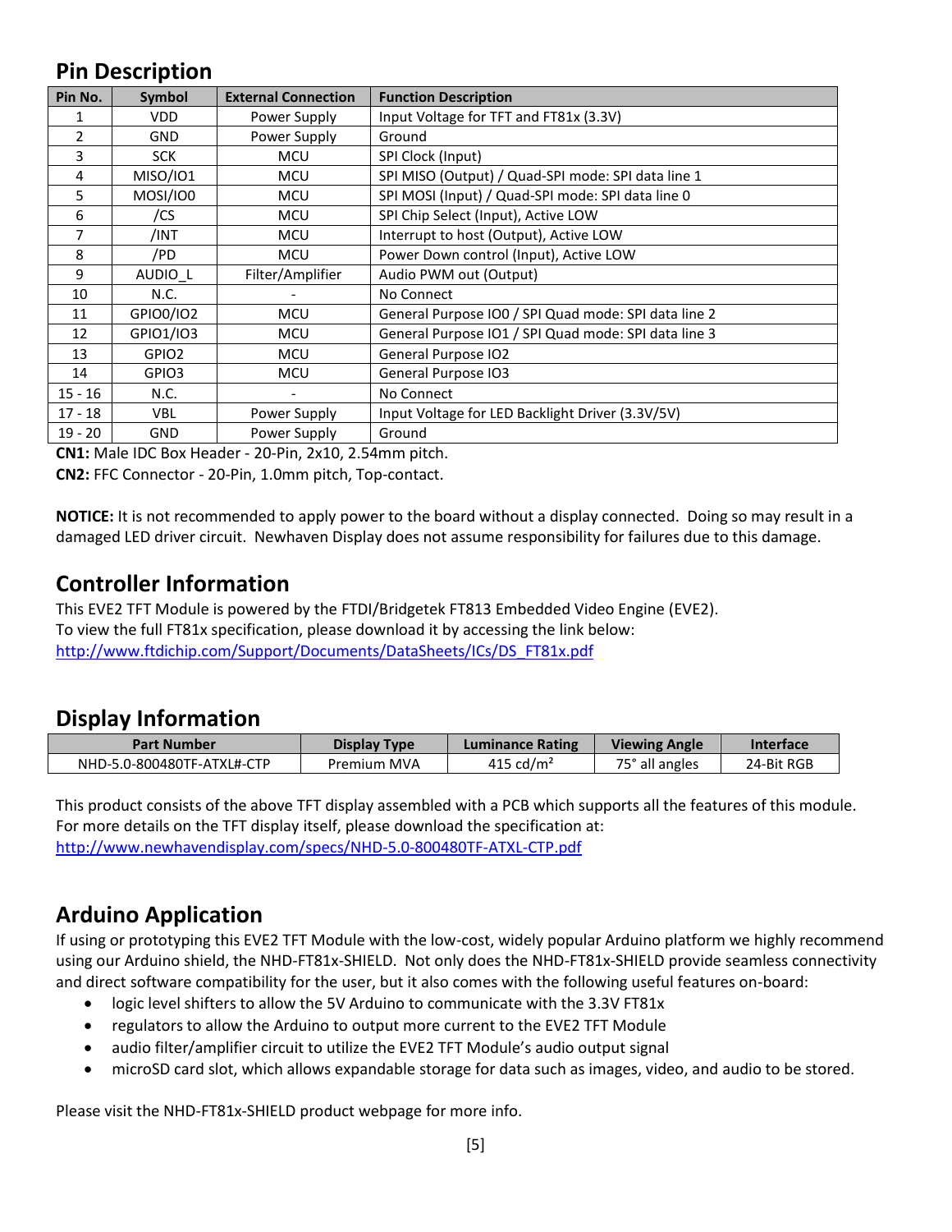## Pin Description

| Pin No. | Symbol | External Connection | Function Description |
|---|---|---|---|
| 1 | VDD | Power Supply | Input Voltage for TFT and FT81x (3.3V) |
| 2 | GND | Power Supply | Ground |
| 3 | SCK | MCU | SPI Clock (Input) |
| 4 | MISO/IO1 | MCU | SPI MISO (Output) / Quad-SPI mode: SPI data line 1 |
| 5 | MOSI/IO0 | MCU | SPI MOSI (Input) / Quad-SPI mode: SPI data line 0 |
| 6 | /CS | MCU | SPI Chip Select (Input), Active LOW |
| 7 | /INT | MCU | Interrupt to host (Output), Active LOW |
| 8 | /PD | MCU | Power Down control (Input), Active LOW |
| 9 | AUDIO_L | Filter/Amplifier | Audio PWM out (Output) |
| 10 | N.C. | - | No Connect |
| 11 | GPIO0/IO2 | MCU | General Purpose IO0 / SPI Quad mode: SPI data line 2 |
| 12 | GPIO1/IO3 | MCU | General Purpose IO1 / SPI Quad mode: SPI data line 3 |
| 13 | GPIO2 | MCU | General Purpose IO2 |
| 14 | GPIO3 | MCU | General Purpose IO3 |
| 15 - 16 | N.C. | - | No Connect |
| 17 - 18 | VBL | Power Supply | Input Voltage for LED Backlight Driver (3.3V/5V) |
| 19 - 20 | GND | Power Supply | Ground |

**CN1:** Male IDC Box Header - 20-Pin, 2x10, 2.54mm pitch.

**CN2:** FFC Connector - 20-Pin, 1.0mm pitch, Top-contact.

**NOTICE:** It is not recommended to apply power to the board without a display connected. Doing so may result in a damaged LED driver circuit. Newhaven Display does not assume responsibility for failures due to this damage.

## Controller Information

This EVE2 TFT Module is powered by the FTDI/Bridgetek FT813 Embedded Video Engine (EVE2).
To view the full FT81x specification, please download it by accessing the link below:
http://www.ftdichip.com/Support/Documents/DataSheets/ICs/DS_FT81x.pdf

## Display Information

| Part Number | Display Type | Luminance Rating | Viewing Angle | Interface |
|---|---|---|---|---|
| NHD-5.0-800480TF-ATXL#-CTP | Premium MVA | 415 cd/m² | 75° all angles | 24-Bit RGB |

This product consists of the above TFT display assembled with a PCB which supports all the features of this module.
For more details on the TFT display itself, please download the specification at:
http://www.newhavendisplay.com/specs/NHD-5.0-800480TF-ATXL-CTP.pdf

## Arduino Application

If using or prototyping this EVE2 TFT Module with the low-cost, widely popular Arduino platform we highly recommend using our Arduino shield, the NHD-FT81x-SHIELD. Not only does the NHD-FT81x-SHIELD provide seamless connectivity and direct software compatibility for the user, but it also comes with the following useful features on-board:

- logic level shifters to allow the 5V Arduino to communicate with the 3.3V FT81x
- regulators to allow the Arduino to output more current to the EVE2 TFT Module
- audio filter/amplifier circuit to utilize the EVE2 TFT Module's audio output signal
- microSD card slot, which allows expandable storage for data such as images, video, and audio to be stored.

Please visit the NHD-FT81x-SHIELD product webpage for more info.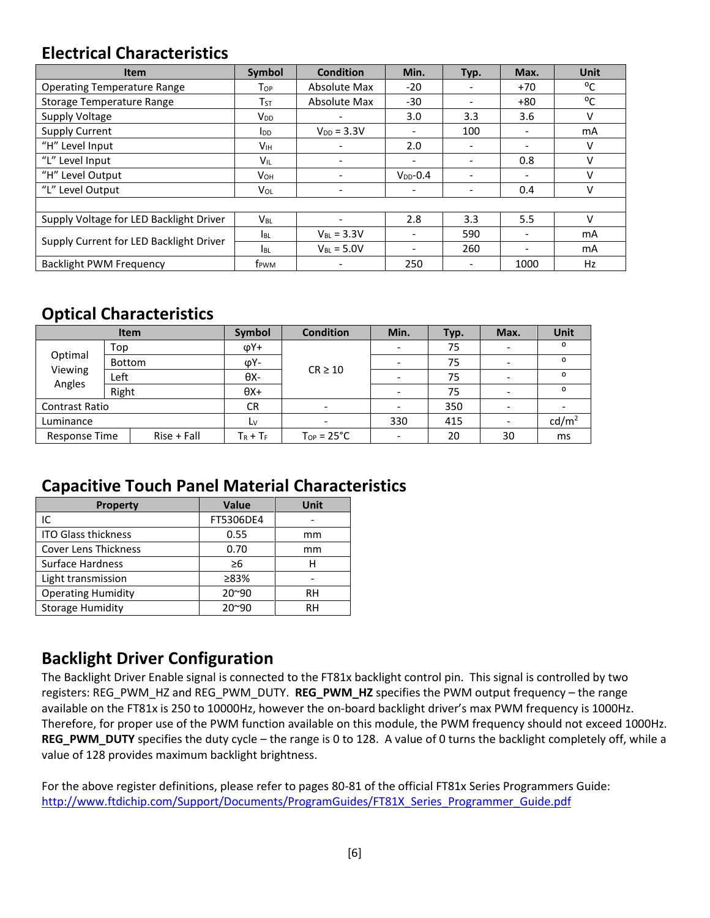## Electrical Characteristics

| Item | Symbol | Condition | Min. | Typ. | Max. | Unit |
|---|---|---|---|---|---|---|
| Operating Temperature Range | $T_{OP}$ | Absolute Max | -20 | - | +70 | $^oC$ |
| Storage Temperature Range | $T_{ST}$ | Absolute Max | -30 | - | +80 | $^oC$ |
| Supply Voltage | $V_{DD}$ | - | 3.0 | 3.3 | 3.6 | V |
| Supply Current | $I_{DD}$ | $V_{DD}$ = 3.3V | - | 100 | - | mA |
| "H" Level Input | $V_{IH}$ | - | 2.0 | - | - | V |
| "L" Level Input | $V_{IL}$ | - | - | - | 0.8 | V |
| "H" Level Output | $V_{OH}$ | - | $V_{DD}$-0.4 | - | - | V |
| "L" Level Output | $V_{OL}$ | - | - | - | 0.4 | V |
| | | | | | | |
| Supply Voltage for LED Backlight Driver | $V_{BL}$ | - | 2.8 | 3.3 | 5.5 | V |
| Supply Current for LED Backlight Driver | $I_{BL}$ | $V_{BL}$ = 3.3V | - | 590 | - | mA |
| | $I_{BL}$ | $V_{BL}$ = 5.0V | - | 260 | - | mA |
| Backlight PWM Frequency | $f_{PWM}$ | - | 250 | - | 1000 | Hz |

## Optical Characteristics

| Item | | Symbol | Condition | Min. | Typ. | Max. | Unit |
|---|---|---|---|---|---|---|---|
| Optimal Viewing Angles | Top | φY+ | CR ≥ 10 | - | 75 | - | ° |
| | Bottom | φY- | | - | 75 | - | ° |
| | Left | θX- | | - | 75 | - | ° |
| | Right | θX+ | | - | 75 | - | ° |
| Contrast Ratio | | CR | - | - | 350 | - | - |
| Luminance | | $L_V$ | - | 330 | 415 | - | $cd/m^2$ |
| Response Time | Rise + Fall | $T_R + T_F$ | $T_{OP}$ = 25°C | - | 20 | 30 | ms |

## Capacitive Touch Panel Material Characteristics

| Property | Value | Unit |
|---|---|---|
| IC | FT5306DE4 | - |
| ITO Glass thickness | 0.55 | mm |
| Cover Lens Thickness | 0.70 | mm |
| Surface Hardness | ≥6 | H |
| Light transmission | ≥83% | - |
| Operating Humidity | 20~90 | RH |
| Storage Humidity | 20~90 | RH |

## Backlight Driver Configuration

The Backlight Driver Enable signal is connected to the FT81x backlight control pin. This signal is controlled by two registers: REG_PWM_HZ and REG_PWM_DUTY. **REG_PWM_HZ** specifies the PWM output frequency – the range available on the FT81x is 250 to 10000Hz, however the on-board backlight driver's max PWM frequency is 1000Hz. Therefore, for proper use of the PWM function available on this module, the PWM frequency should not exceed 1000Hz. **REG_PWM_DUTY** specifies the duty cycle – the range is 0 to 128. A value of 0 turns the backlight completely off, while a value of 128 provides maximum backlight brightness.

For the above register definitions, please refer to pages 80-81 of the official FT81x Series Programmers Guide:
http://www.ftdichip.com/Support/Documents/ProgramGuides/FT81X_Series_Programmer_Guide.pdf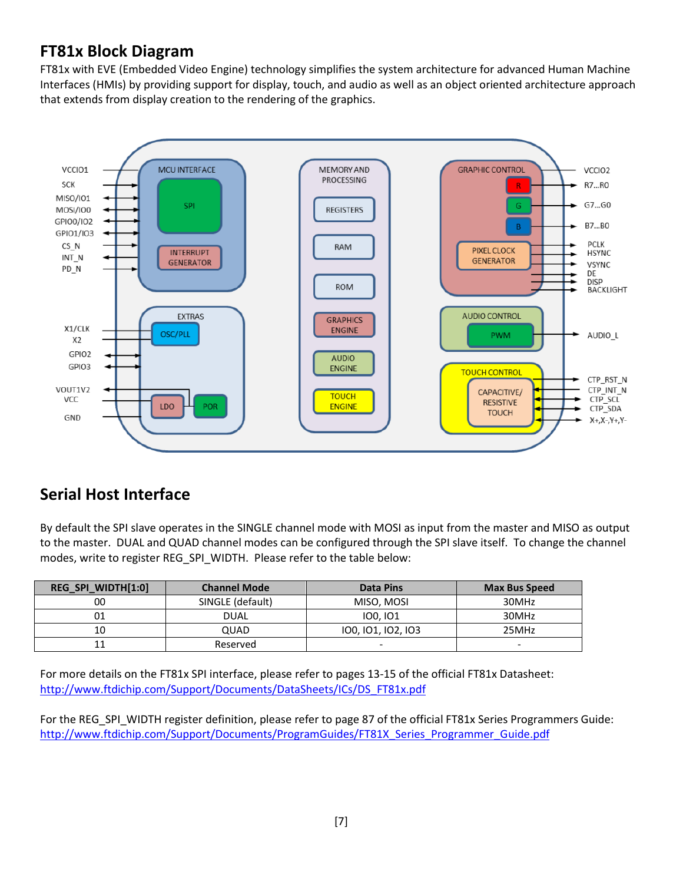## FT81x Block Diagram

FT81x with EVE (Embedded Video Engine) technology simplifies the system architecture for advanced Human Machine Interfaces (HMIs) by providing support for display, touch, and audio as well as an object oriented architecture approach that extends from display creation to the rendering of the graphics.

## Serial Host Interface

By default the SPI slave operates in the SINGLE channel mode with MOSI as input from the master and MISO as output to the master. DUAL and QUAD channel modes can be configured through the SPI slave itself. To change the channel modes, write to register REG_SPI_WIDTH. Please refer to the table below:

| REG_SPI_WIDTH[1:0] | Channel Mode | Data Pins | Max Bus Speed |
|---|---|---|---|
| 00 | SINGLE (default) | MISO, MOSI | 30MHz |
| 01 | DUAL | IO0, IO1 | 30MHz |
| 10 | QUAD | IO0, IO1, IO2, IO3 | 25MHz |
| 11 | Reserved | - | - |

For more details on the FT81x SPI interface, please refer to pages 13-15 of the official FT81x Datasheet:
http://www.ftdichip.com/Support/Documents/DataSheets/ICs/DS_FT81x.pdf

For the REG_SPI_WIDTH register definition, please refer to page 87 of the official FT81x Series Programmers Guide:
http://www.ftdichip.com/Support/Documents/ProgramGuides/FT81X_Series_Programmer_Guide.pdf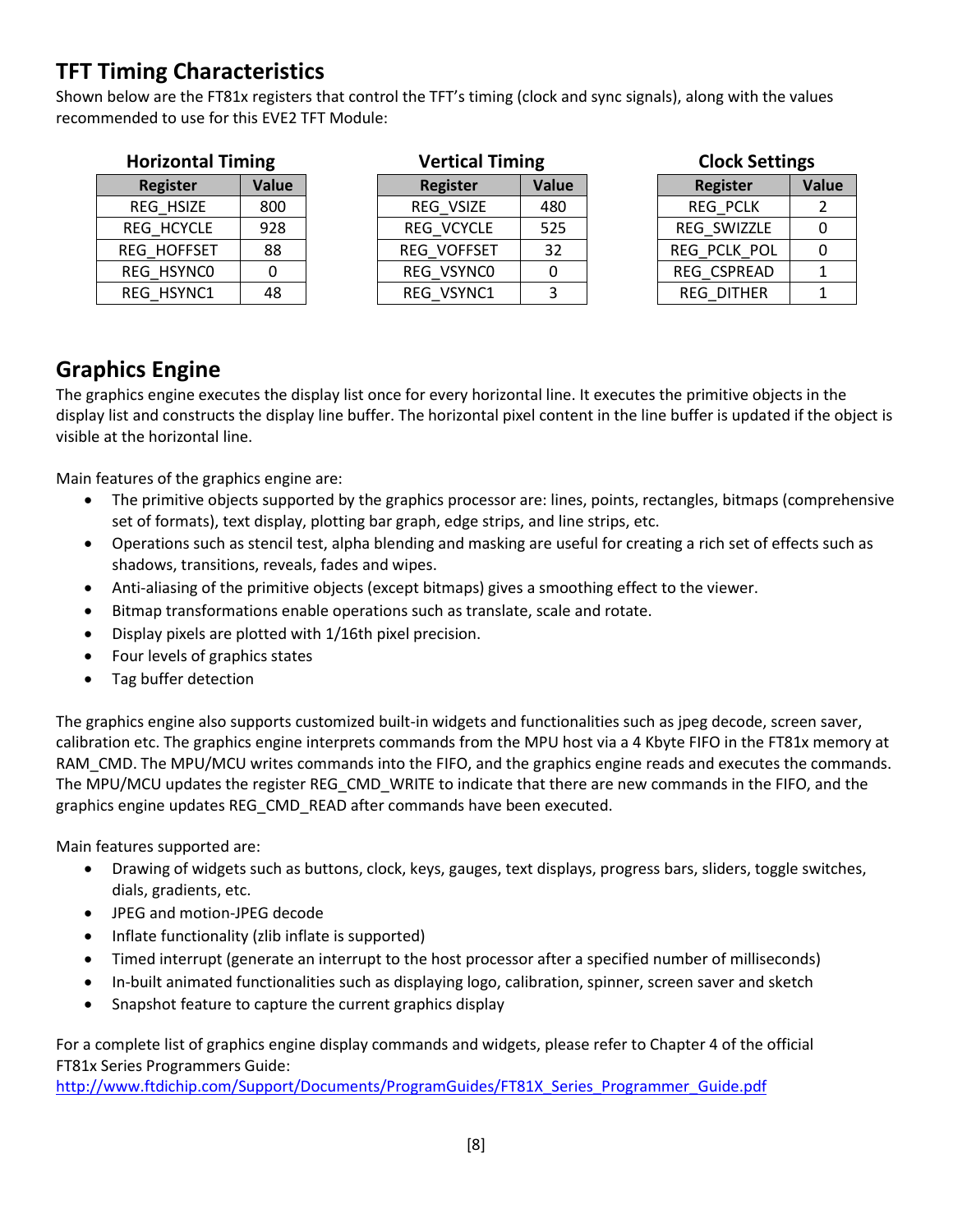## TFT Timing Characteristics

Shown below are the FT81x registers that control the TFT's timing (clock and sync signals), along with the values recommended to use for this EVE2 TFT Module:

**Horizontal Timing**

| Register | Value |
|---|---|
| REG_HSIZE | 800 |
| REG_HCYCLE | 928 |
| REG_HOFFSET | 88 |
| REG_HSYNC0 | 0 |
| REG_HSYNC1 | 48 |

**Vertical Timing**

| Register | Value |
|---|---|
| REG_VSIZE | 480 |
| REG_VCYCLE | 525 |
| REG_VOFFSET | 32 |
| REG_VSYNC0 | 0 |
| REG_VSYNC1 | 3 |

**Clock Settings**

| Register | Value |
|---|---|
| REG_PCLK | 2 |
| REG_SWIZZLE | 0 |
| REG_PCLK_POL | 0 |
| REG_CSPREAD | 1 |
| REG_DITHER | 1 |

## Graphics Engine

The graphics engine executes the display list once for every horizontal line. It executes the primitive objects in the display list and constructs the display line buffer. The horizontal pixel content in the line buffer is updated if the object is visible at the horizontal line.

Main features of the graphics engine are:

- The primitive objects supported by the graphics processor are: lines, points, rectangles, bitmaps (comprehensive set of formats), text display, plotting bar graph, edge strips, and line strips, etc.
- Operations such as stencil test, alpha blending and masking are useful for creating a rich set of effects such as shadows, transitions, reveals, fades and wipes.
- Anti-aliasing of the primitive objects (except bitmaps) gives a smoothing effect to the viewer.
- Bitmap transformations enable operations such as translate, scale and rotate.
- Display pixels are plotted with 1/16th pixel precision.
- Four levels of graphics states
- Tag buffer detection

The graphics engine also supports customized built-in widgets and functionalities such as jpeg decode, screen saver, calibration etc. The graphics engine interprets commands from the MPU host via a 4 Kbyte FIFO in the FT81x memory at RAM_CMD. The MPU/MCU writes commands into the FIFO, and the graphics engine reads and executes the commands. The MPU/MCU updates the register REG_CMD_WRITE to indicate that there are new commands in the FIFO, and the graphics engine updates REG_CMD_READ after commands have been executed.

Main features supported are:

- Drawing of widgets such as buttons, clock, keys, gauges, text displays, progress bars, sliders, toggle switches, dials, gradients, etc.
- JPEG and motion-JPEG decode
- Inflate functionality (zlib inflate is supported)
- Timed interrupt (generate an interrupt to the host processor after a specified number of milliseconds)
- In-built animated functionalities such as displaying logo, calibration, spinner, screen saver and sketch
- Snapshot feature to capture the current graphics display

For a complete list of graphics engine display commands and widgets, please refer to Chapter 4 of the official FT81x Series Programmers Guide:
http://www.ftdichip.com/Support/Documents/ProgramGuides/FT81X_Series_Programmer_Guide.pdf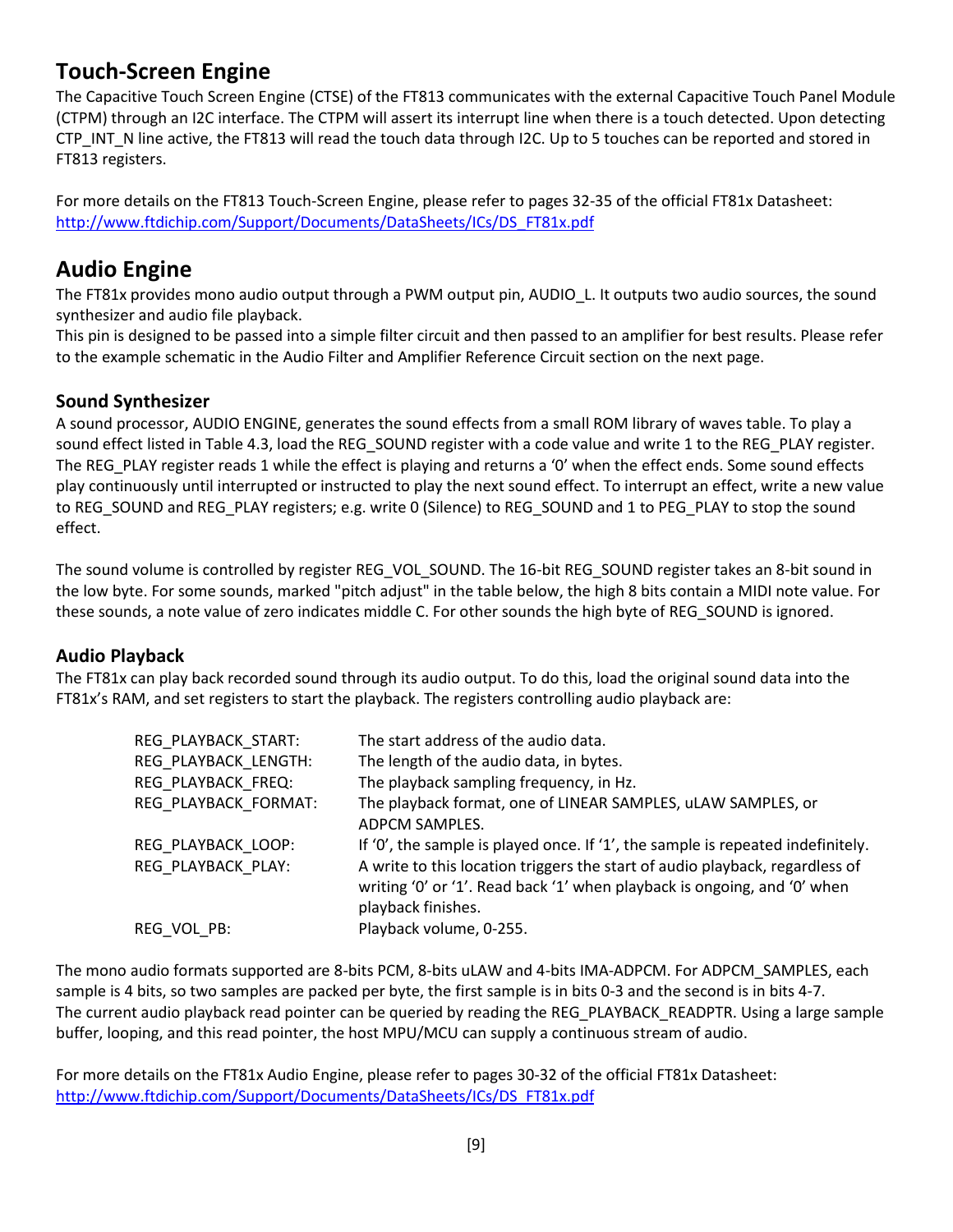## Touch-Screen Engine

The Capacitive Touch Screen Engine (CTSE) of the FT813 communicates with the external Capacitive Touch Panel Module (CTPM) through an I2C interface. The CTPM will assert its interrupt line when there is a touch detected. Upon detecting CTP_INT_N line active, the FT813 will read the touch data through I2C. Up to 5 touches can be reported and stored in FT813 registers.

For more details on the FT813 Touch-Screen Engine, please refer to pages 32-35 of the official FT81x Datasheet: http://www.ftdichip.com/Support/Documents/DataSheets/ICs/DS_FT81x.pdf

## Audio Engine

The FT81x provides mono audio output through a PWM output pin, AUDIO_L. It outputs two audio sources, the sound synthesizer and audio file playback.
This pin is designed to be passed into a simple filter circuit and then passed to an amplifier for best results. Please refer to the example schematic in the Audio Filter and Amplifier Reference Circuit section on the next page.

### Sound Synthesizer

A sound processor, AUDIO ENGINE, generates the sound effects from a small ROM library of waves table. To play a sound effect listed in Table 4.3, load the REG_SOUND register with a code value and write 1 to the REG_PLAY register. The REG_PLAY register reads 1 while the effect is playing and returns a '0' when the effect ends. Some sound effects play continuously until interrupted or instructed to play the next sound effect. To interrupt an effect, write a new value to REG_SOUND and REG_PLAY registers; e.g. write 0 (Silence) to REG_SOUND and 1 to PEG_PLAY to stop the sound effect.

The sound volume is controlled by register REG_VOL_SOUND. The 16-bit REG_SOUND register takes an 8-bit sound in the low byte. For some sounds, marked "pitch adjust" in the table below, the high 8 bits contain a MIDI note value. For these sounds, a note value of zero indicates middle C. For other sounds the high byte of REG_SOUND is ignored.

### Audio Playback

The FT81x can play back recorded sound through its audio output. To do this, load the original sound data into the FT81x's RAM, and set registers to start the playback. The registers controlling audio playback are:

| | |
|---|---|
| REG_PLAYBACK_START: | The start address of the audio data. |
| REG_PLAYBACK_LENGTH: | The length of the audio data, in bytes. |
| REG_PLAYBACK_FREQ: | The playback sampling frequency, in Hz. |
| REG_PLAYBACK_FORMAT: | The playback format, one of LINEAR SAMPLES, uLAW SAMPLES, or ADPCM SAMPLES. |
| REG_PLAYBACK_LOOP: | If '0', the sample is played once. If '1', the sample is repeated indefinitely. |
| REG_PLAYBACK_PLAY: | A write to this location triggers the start of audio playback, regardless of writing '0' or '1'. Read back '1' when playback is ongoing, and '0' when playback finishes. |
| REG_VOL_PB: | Playback volume, 0-255. |

The mono audio formats supported are 8-bits PCM, 8-bits uLAW and 4-bits IMA-ADPCM. For ADPCM_SAMPLES, each sample is 4 bits, so two samples are packed per byte, the first sample is in bits 0-3 and the second is in bits 4-7.
The current audio playback read pointer can be queried by reading the REG_PLAYBACK_READPTR. Using a large sample buffer, looping, and this read pointer, the host MPU/MCU can supply a continuous stream of audio.

For more details on the FT81x Audio Engine, please refer to pages 30-32 of the official FT81x Datasheet: http://www.ftdichip.com/Support/Documents/DataSheets/ICs/DS_FT81x.pdf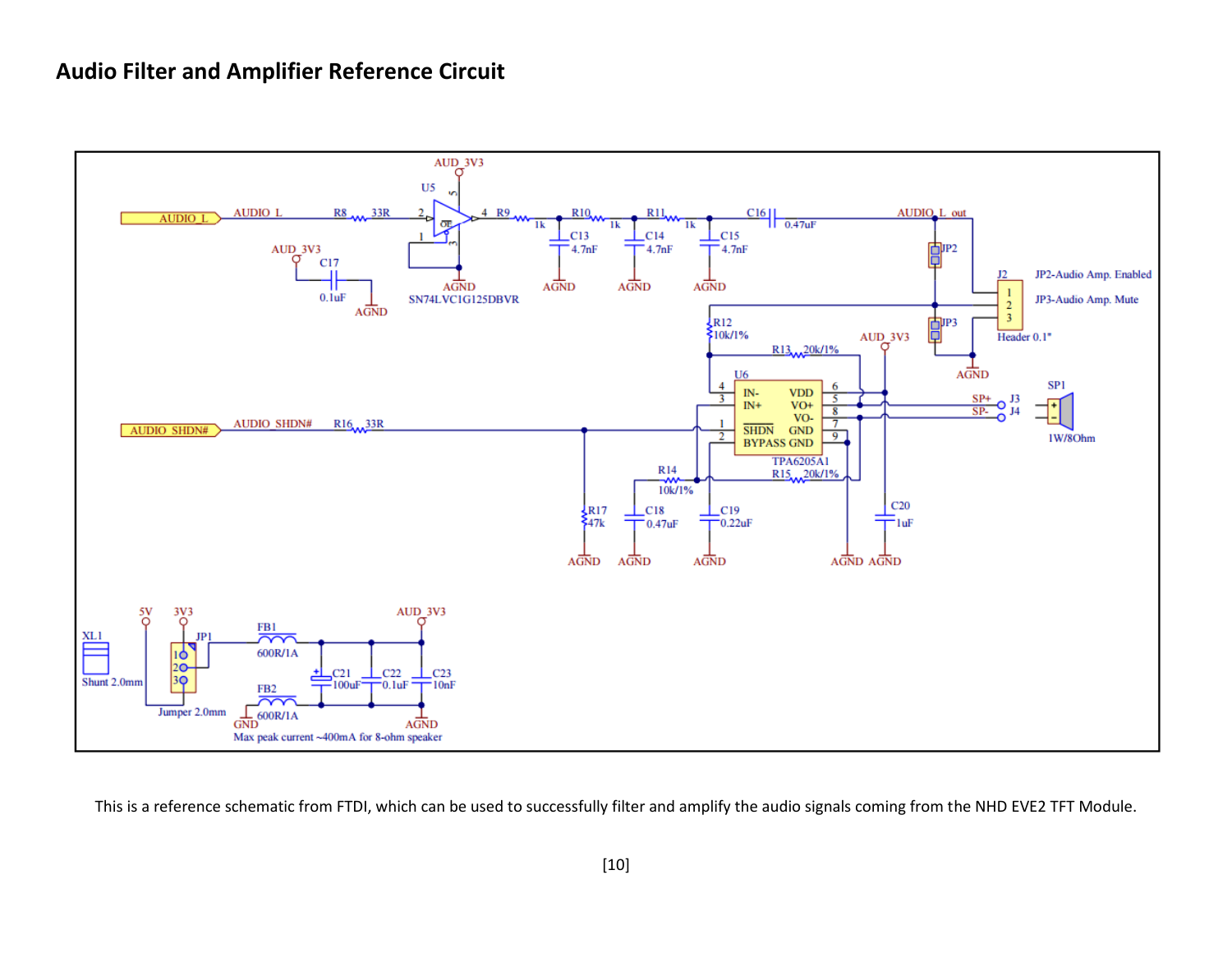# Audio Filter and Amplifier Reference Circuit

This is a reference schematic from FTDI, which can be used to successfully filter and amplify the audio signals coming from the NHD EVE2 TFT Module.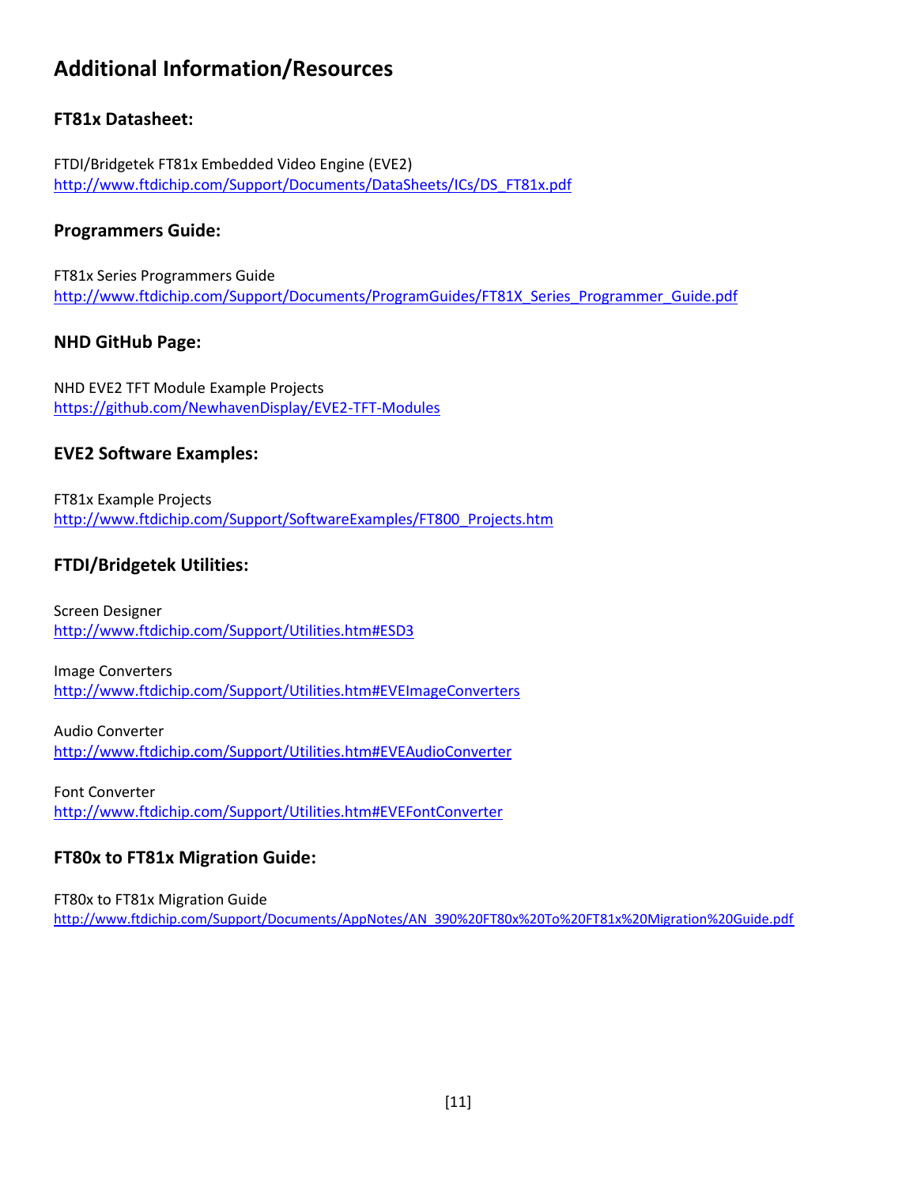# Additional Information/Resources

## FT81x Datasheet:

FTDI/Bridgetek FT81x Embedded Video Engine (EVE2)
http://www.ftdichip.com/Support/Documents/DataSheets/ICs/DS_FT81x.pdf

## Programmers Guide:

FT81x Series Programmers Guide
http://www.ftdichip.com/Support/Documents/ProgramGuides/FT81X_Series_Programmer_Guide.pdf

## NHD GitHub Page:

NHD EVE2 TFT Module Example Projects
https://github.com/NewhavenDisplay/EVE2-TFT-Modules

## EVE2 Software Examples:

FT81x Example Projects
http://www.ftdichip.com/Support/SoftwareExamples/FT800_Projects.htm

## FTDI/Bridgetek Utilities:

Screen Designer
http://www.ftdichip.com/Support/Utilities.htm#ESD3

Image Converters
http://www.ftdichip.com/Support/Utilities.htm#EVEImageConverters

Audio Converter
http://www.ftdichip.com/Support/Utilities.htm#EVEAudioConverter

Font Converter
http://www.ftdichip.com/Support/Utilities.htm#EVEFontConverter

## FT80x to FT81x Migration Guide:

FT80x to FT81x Migration Guide
http://www.ftdichip.com/Support/Documents/AppNotes/AN_390%20FT80x%20To%20FT81x%20Migration%20Guide.pdf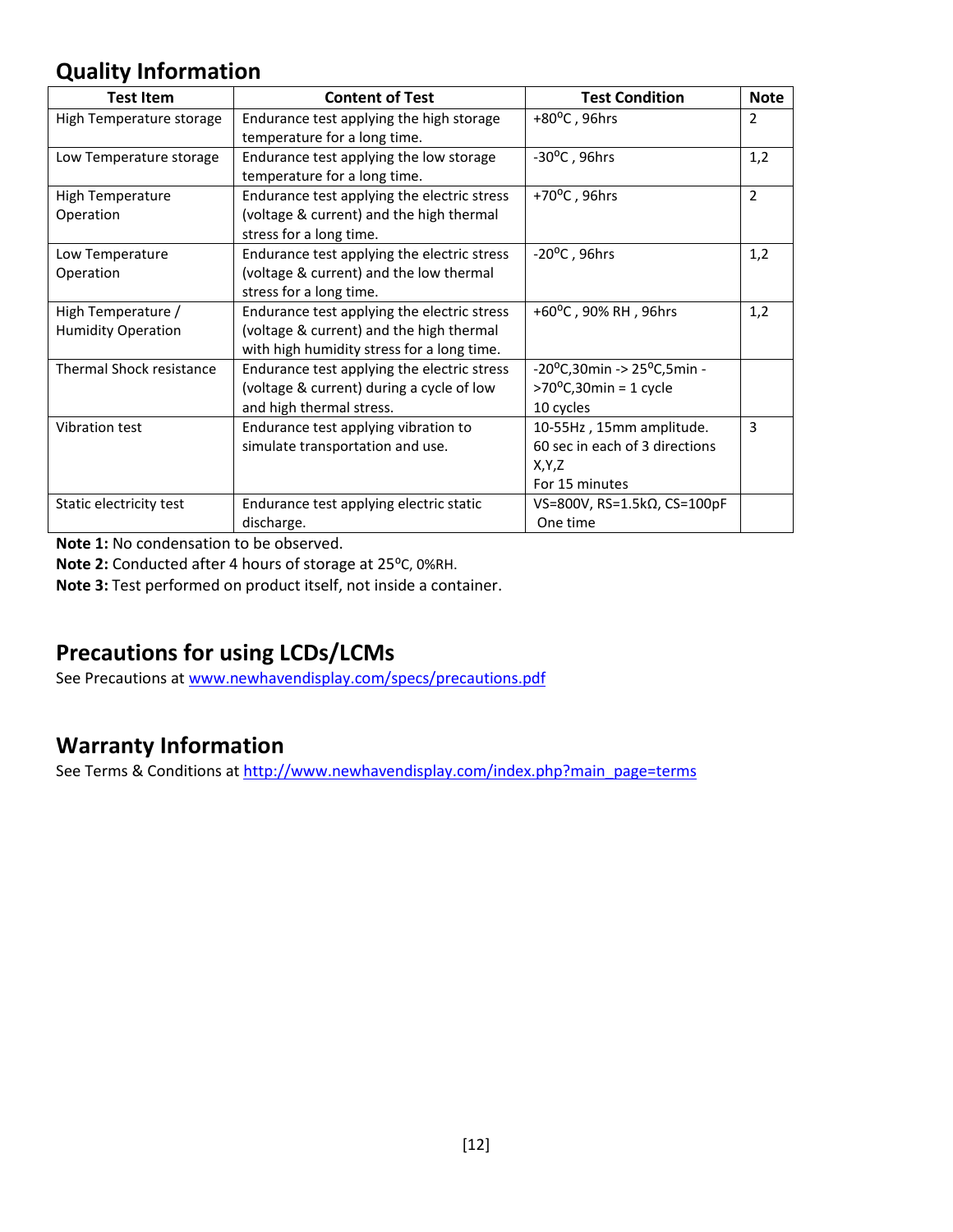## Quality Information

| Test Item | Content of Test | Test Condition | Note |
|---|---|---|---|
| High Temperature storage | Endurance test applying the high storage temperature for a long time. | +80°C , 96hrs | 2 |
| Low Temperature storage | Endurance test applying the low storage temperature for a long time. | -30°C , 96hrs | 1,2 |
| High Temperature Operation | Endurance test applying the electric stress (voltage & current) and the high thermal stress for a long time. | +70°C , 96hrs | 2 |
| Low Temperature Operation | Endurance test applying the electric stress (voltage & current) and the low thermal stress for a long time. | -20°C , 96hrs | 1,2 |
| High Temperature / Humidity Operation | Endurance test applying the electric stress (voltage & current) and the high thermal with high humidity stress for a long time. | +60°C , 90% RH , 96hrs | 1,2 |
| Thermal Shock resistance | Endurance test applying the electric stress (voltage & current) during a cycle of low and high thermal stress. | -20°C,30min -> 25°C,5min -> 70°C,30min = 1 cycle<br>10 cycles | |
| Vibration test | Endurance test applying vibration to simulate transportation and use. | 10-55Hz , 15mm amplitude.<br>60 sec in each of 3 directions X,Y,Z<br>For 15 minutes | 3 |
| Static electricity test | Endurance test applying electric static discharge. | VS=800V, RS=1.5kΩ, CS=100pF<br>One time | |

**Note 1:** No condensation to be observed.

**Note 2:** Conducted after 4 hours of storage at 25°C, 0%RH.

**Note 3:** Test performed on product itself, not inside a container.

## Precautions for using LCDs/LCMs

See Precautions at www.newhavendisplay.com/specs/precautions.pdf

## Warranty Information

See Terms & Conditions at http://www.newhavendisplay.com/index.php?main_page=terms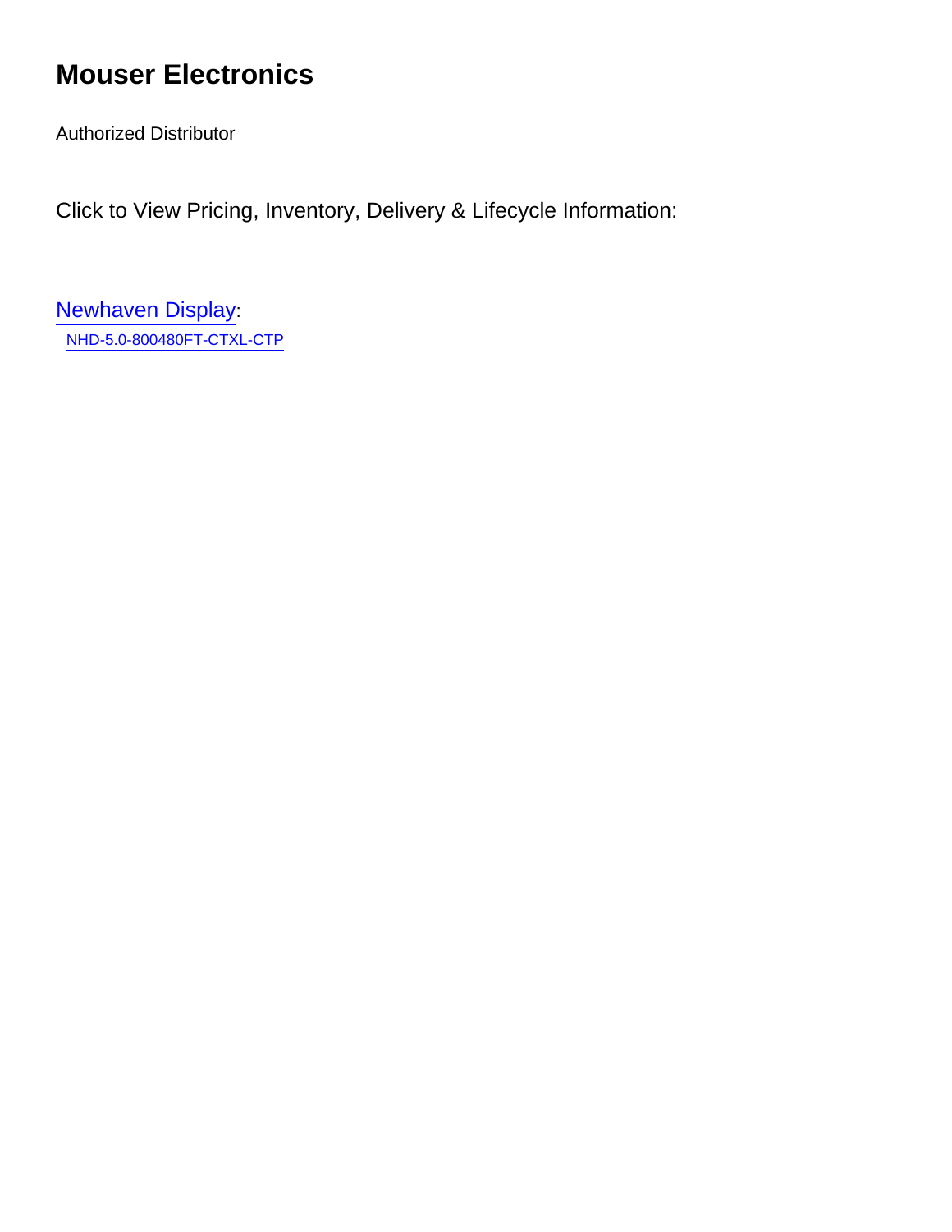# Mouser Electronics

Authorized Distributor

Click to View Pricing, Inventory, Delivery & Lifecycle Information:

Newhaven Display:

NHD-5.0-800480FT-CTXL-CTP